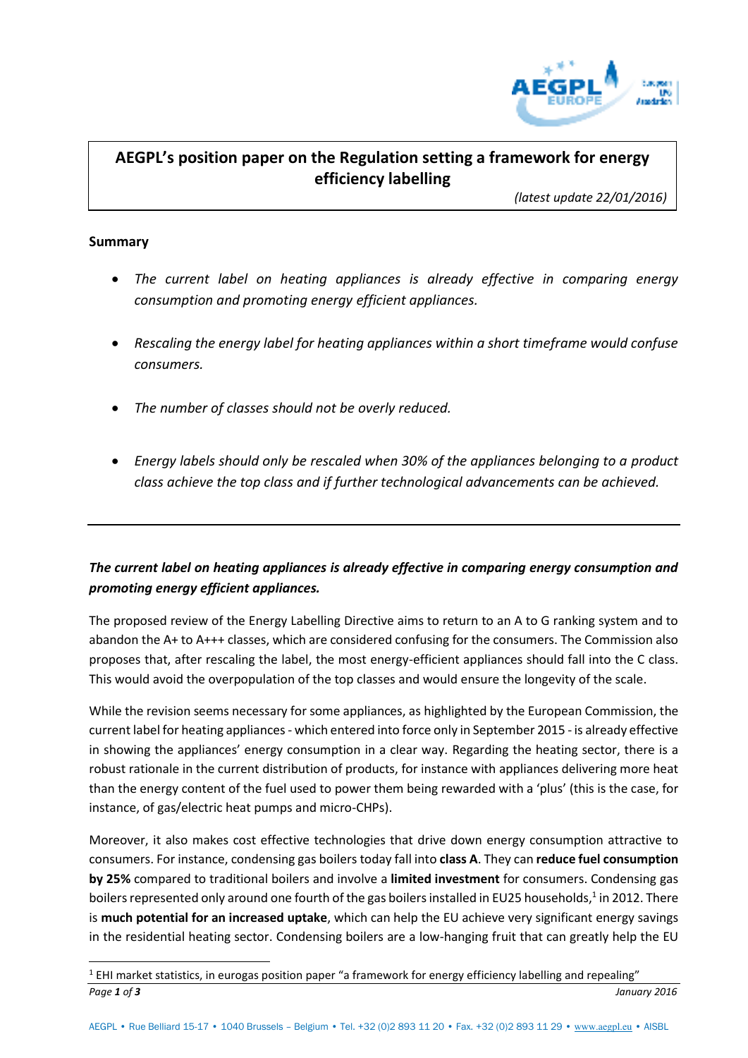# AEGPL's position paper on the Regulation setting a framework for energy efficiency labelling

*(latest update 22/01/2016)*

**Summary**

- *The current label on heating appliances is already effective in comparing energy consumption and promoting energy efficient appliances.*
- *Rescaling the energy label for heating appliances within a short timeframe would confuse consumers.*
- *The number of classes should not be overly reduced.*
- *Energy labels should only be rescaled when 30% of the appliances belonging to a product class achieve the top class and if further technological advancements can be achieved.*

---

***The current label on heating appliances is already effective in comparing energy consumption and promoting energy efficient appliances.***

The proposed review of the Energy Labelling Directive aims to return to an A to G ranking system and to abandon the A+ to A+++ classes, which are considered confusing for the consumers. The Commission also proposes that, after rescaling the label, the most energy-efficient appliances should fall into the C class. This would avoid the overpopulation of the top classes and would ensure the longevity of the scale.

While the revision seems necessary for some appliances, as highlighted by the European Commission, the current label for heating appliances - which entered into force only in September 2015 - is already effective in showing the appliances' energy consumption in a clear way. Regarding the heating sector, there is a robust rationale in the current distribution of products, for instance with appliances delivering more heat than the energy content of the fuel used to power them being rewarded with a 'plus' (this is the case, for instance, of gas/electric heat pumps and micro-CHPs).

Moreover, it also makes cost effective technologies that drive down energy consumption attractive to consumers. For instance, condensing gas boilers today fall into **class A**. They can **reduce fuel consumption by 25%** compared to traditional boilers and involve a **limited investment** for consumers. Condensing gas boilers represented only around one fourth of the gas boilers installed in EU25 households,[1] in 2012. There is **much potential for an increased uptake**, which can help the EU achieve very significant energy savings in the residential heating sector. Condensing boilers are a low-hanging fruit that can greatly help the EU

[1] EHI market statistics, in eurogas position paper "a framework for energy efficiency labelling and repealing"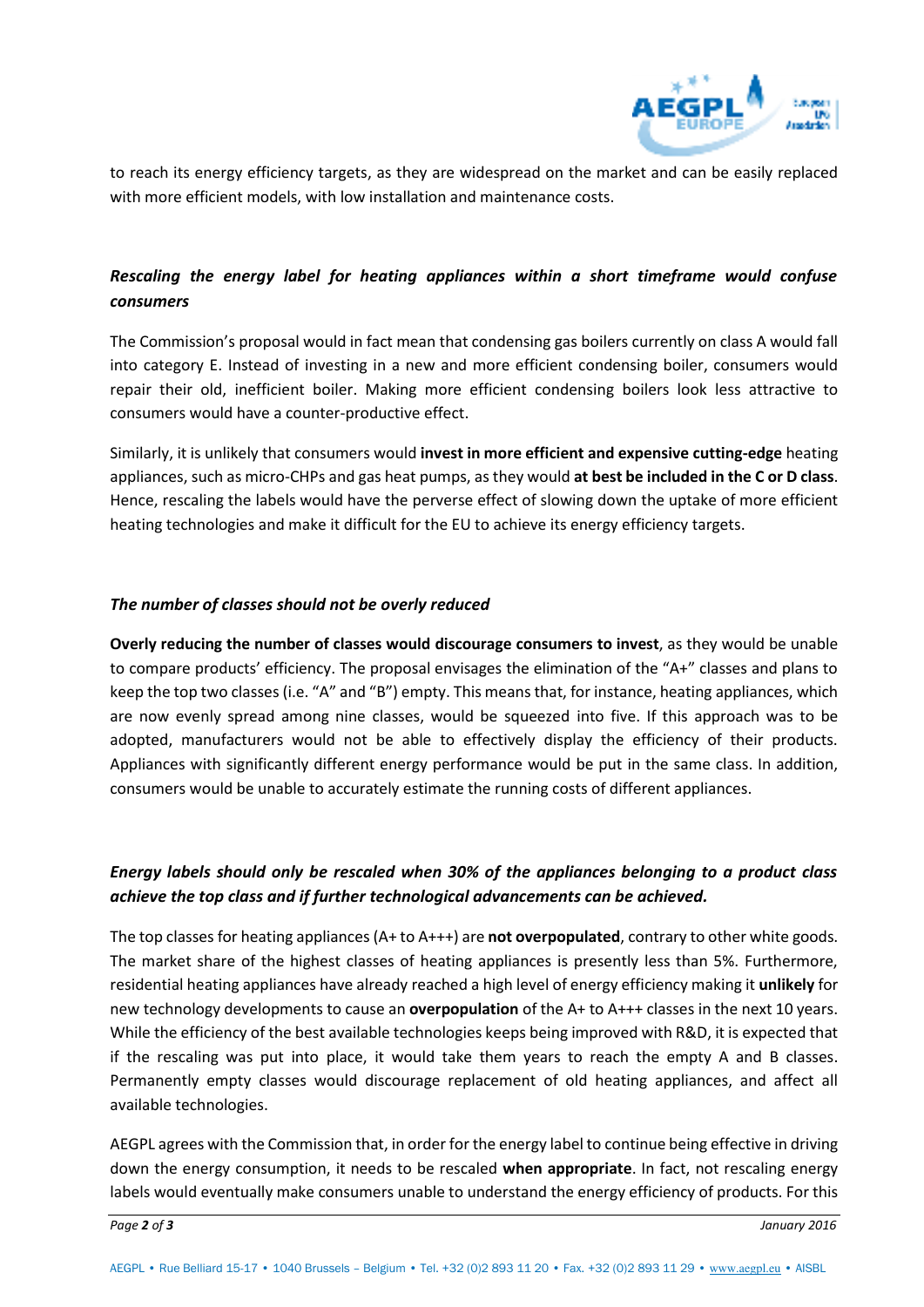to reach its energy efficiency targets, as they are widespread on the market and can be easily replaced with more efficient models, with low installation and maintenance costs.

***Rescaling the energy label for heating appliances within a short timeframe would confuse consumers***

The Commission's proposal would in fact mean that condensing gas boilers currently on class A would fall into category E. Instead of investing in a new and more efficient condensing boiler, consumers would repair their old, inefficient boiler. Making more efficient condensing boilers look less attractive to consumers would have a counter-productive effect.

Similarly, it is unlikely that consumers would **invest in more efficient and expensive cutting-edge** heating appliances, such as micro-CHPs and gas heat pumps, as they would **at best be included in the C or D class**. Hence, rescaling the labels would have the perverse effect of slowing down the uptake of more efficient heating technologies and make it difficult for the EU to achieve its energy efficiency targets.

***The number of classes should not be overly reduced***

**Overly reducing the number of classes would discourage consumers to invest**, as they would be unable to compare products' efficiency. The proposal envisages the elimination of the "A+" classes and plans to keep the top two classes (i.e. "A" and "B") empty. This means that, for instance, heating appliances, which are now evenly spread among nine classes, would be squeezed into five. If this approach was to be adopted, manufacturers would not be able to effectively display the efficiency of their products. Appliances with significantly different energy performance would be put in the same class. In addition, consumers would be unable to accurately estimate the running costs of different appliances.

***Energy labels should only be rescaled when 30% of the appliances belonging to a product class achieve the top class and if further technological advancements can be achieved.***

The top classes for heating appliances (A+ to A+++) are **not overpopulated**, contrary to other white goods. The market share of the highest classes of heating appliances is presently less than 5%. Furthermore, residential heating appliances have already reached a high level of energy efficiency making it **unlikely** for new technology developments to cause an **overpopulation** of the A+ to A+++ classes in the next 10 years. While the efficiency of the best available technologies keeps being improved with R&D, it is expected that if the rescaling was put into place, it would take them years to reach the empty A and B classes. Permanently empty classes would discourage replacement of old heating appliances, and affect all available technologies.

AEGPL agrees with the Commission that, in order for the energy label to continue being effective in driving down the energy consumption, it needs to be rescaled **when appropriate**. In fact, not rescaling energy labels would eventually make consumers unable to understand the energy efficiency of products. For this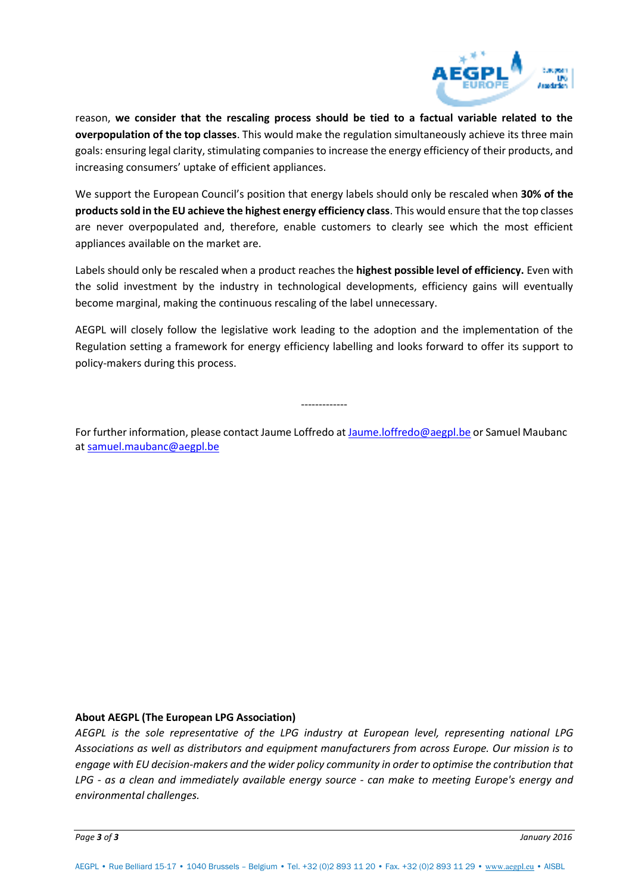reason, **we consider that the rescaling process should be tied to a factual variable related to the overpopulation of the top classes**. This would make the regulation simultaneously achieve its three main goals: ensuring legal clarity, stimulating companies to increase the energy efficiency of their products, and increasing consumers' uptake of efficient appliances.

We support the European Council's position that energy labels should only be rescaled when **30% of the products sold in the EU achieve the highest energy efficiency class**. This would ensure that the top classes are never overpopulated and, therefore, enable customers to clearly see which the most efficient appliances available on the market are.

Labels should only be rescaled when a product reaches the **highest possible level of efficiency.** Even with the solid investment by the industry in technological developments, efficiency gains will eventually become marginal, making the continuous rescaling of the label unnecessary.

AEGPL will closely follow the legislative work leading to the adoption and the implementation of the Regulation setting a framework for energy efficiency labelling and looks forward to offer its support to policy-makers during this process.

-------------

For further information, please contact Jaume Loffredo at Jaume.loffredo@aegpl.be or Samuel Maubanc at samuel.maubanc@aegpl.be

**About AEGPL (The European LPG Association)**

*AEGPL is the sole representative of the LPG industry at European level, representing national LPG Associations as well as distributors and equipment manufacturers from across Europe. Our mission is to engage with EU decision-makers and the wider policy community in order to optimise the contribution that LPG - as a clean and immediately available energy source - can make to meeting Europe's energy and environmental challenges.*